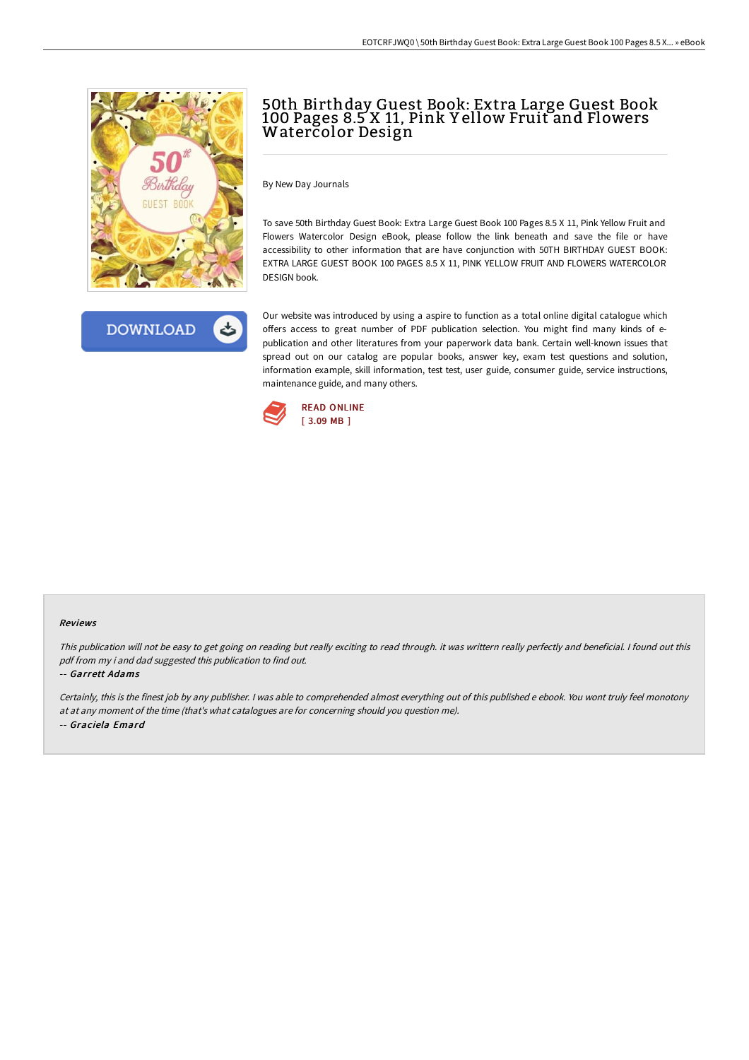# 50th Birthday Guest Book: Extra Large Guest Book 100 Pages 8.5 X 11, Pink Yellow Fruit and Flowers Watercolor Design

By New Day Journals

To save 50th Birthday Guest Book: Extra Large Guest Book 100 Pages 8.5 X 11, Pink Yellow Fruit and Flowers Watercolor Design eBook, please follow the link beneath and save the file or have accessibility to other information that are have conjunction with 50TH BIRTHDAY GUEST BOOK: EXTRA LARGE GUEST BOOK 100 PAGES 8.5 X 11, PINK YELLOW FRUIT AND FLOWERS WATERCOLOR DESIGN book.

DOWNLOAD

Our website was introduced by using a aspire to function as a total online digital catalogue which offers access to great number of PDF publication selection. You might find many kinds of e-publication and other literatures from your paperwork data bank. Certain well-known issues that spread out on our catalog are popular books, answer key, exam test questions and solution, information example, skill information, test test, user guide, consumer guide, service instructions, maintenance guide, and many others.

READ ONLINE
[ 3.09 MB ]

### Reviews

*This publication will not be easy to get going on reading but really exciting to read through. it was writtern really perfectly and beneficial. I found out this pdf from my i and dad suggested this publication to find out.*

-- *Garrett Adams*

*Certainly, this is the finest job by any publisher. I was able to comprehended almost everything out of this published e ebook. You wont truly feel monotony at at any moment of the time (that's what catalogues are for concerning should you question me).*

-- *Graciela Emard*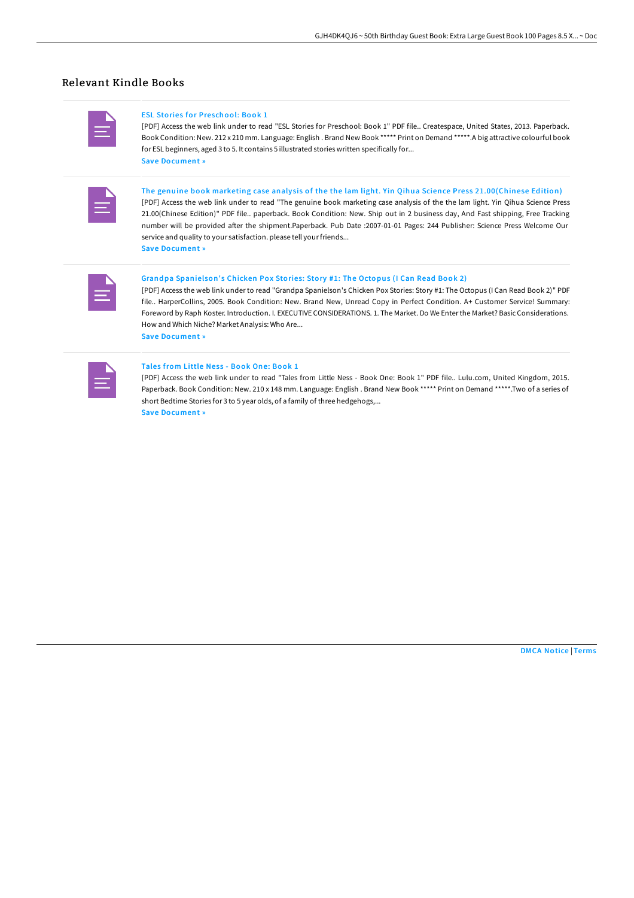## Relevant Kindle Books

### ESL Stories for Preschool: Book 1

[PDF] Access the web link under to read "ESL Stories for Preschool: Book 1" PDF file.. Createspace, United States, 2013. Paperback. Book Condition: New. 212 x 210 mm. Language: English . Brand New Book ***** Print on Demand *****.A big attractive colourful book for ESL beginners, aged 3 to 5. It contains 5 illustrated stories written specifically for...

Save Document »

### The genuine book marketing case analysis of the the lam light. Yin Qihua Science Press 21.00(Chinese Edition)

[PDF] Access the web link under to read "The genuine book marketing case analysis of the the lam light. Yin Qihua Science Press 21.00(Chinese Edition)" PDF file.. paperback. Book Condition: New. Ship out in 2 business day, And Fast shipping, Free Tracking number will be provided after the shipment.Paperback. Pub Date :2007-01-01 Pages: 244 Publisher: Science Press Welcome Our service and quality to your satisfaction. please tell your friends...

Save Document »

### Grandpa Spanielson's Chicken Pox Stories: Story #1: The Octopus (I Can Read Book 2)

[PDF] Access the web link under to read "Grandpa Spanielson's Chicken Pox Stories: Story #1: The Octopus (I Can Read Book 2)" PDF file.. HarperCollins, 2005. Book Condition: New. Brand New, Unread Copy in Perfect Condition. A+ Customer Service! Summary: Foreword by Raph Koster. Introduction. I. EXECUTIVE CONSIDERATIONS. 1. The Market. Do We Enter the Market? Basic Considerations. How and Which Niche? Market Analysis: Who Are...

Save Document »

### Tales from Little Ness - Book One: Book 1

[PDF] Access the web link under to read "Tales from Little Ness - Book One: Book 1" PDF file.. Lulu.com, United Kingdom, 2015. Paperback. Book Condition: New. 210 x 148 mm. Language: English . Brand New Book ***** Print on Demand *****.Two of a series of short Bedtime Stories for 3 to 5 year olds, of a family of three hedgehogs,...

Save Document »

DMCA Notice | Terms